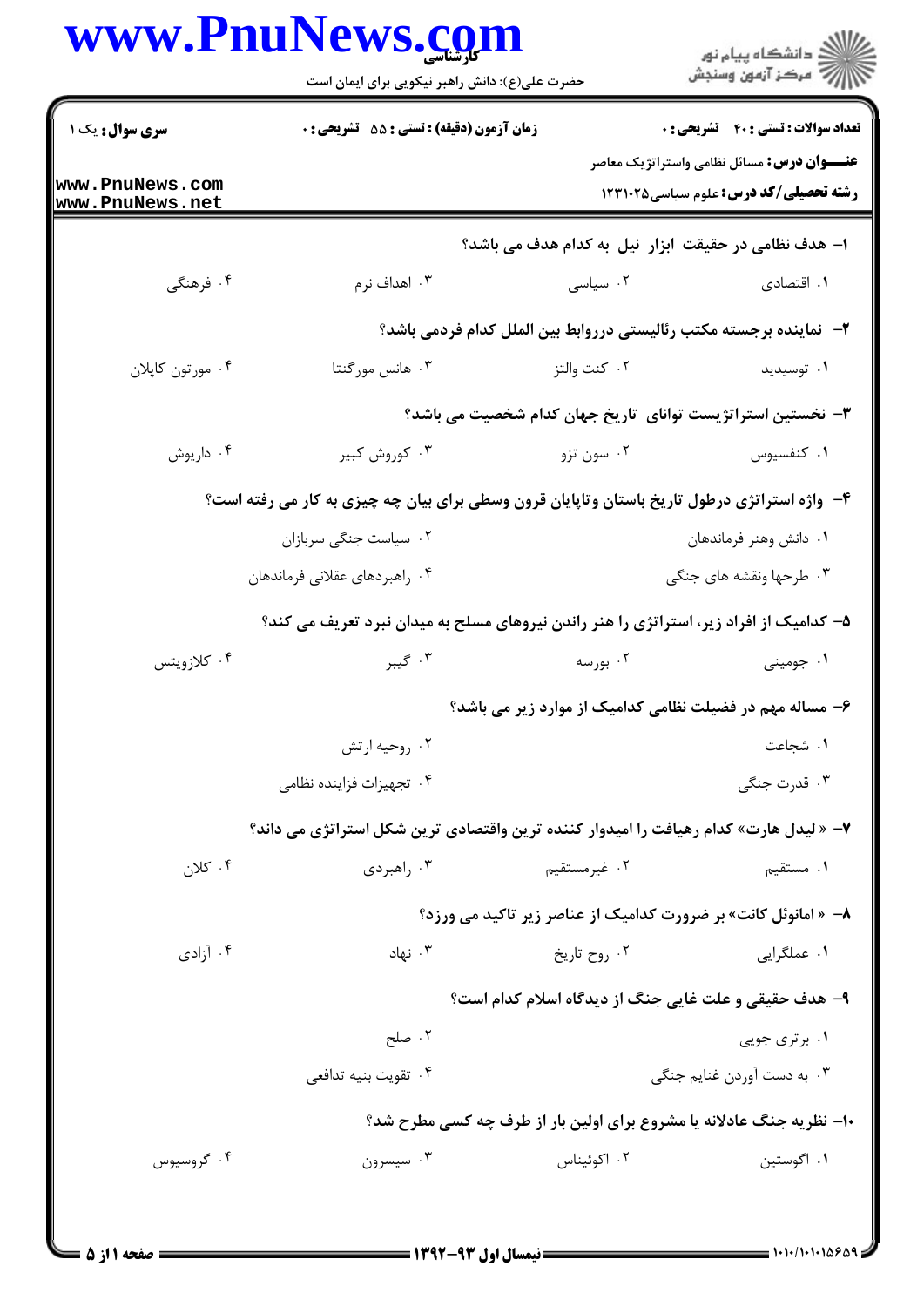**سری سوال:** یک ۱

**زمان آزمون (دقیقه) : تستی : ۵۵ تشریحی : ۰**

**تعداد سوالات : تستی : ۴۰ تشریحی : ۰**

**عنـــوان درس:** مسائل نظامی واستراتژیک معاصر

**رشته تحصیلی/کد درس:** علوم سیاسی۱۲۳۱۰۲۵

۱- هدف نظامی در حقیقت ابزار نیل به کدام هدف می باشد؟

۱. اقتصادی ۲. سیاسی ۳. اهداف نرم ۴. فرهنگی

۲- نماینده برجسته مکتب رئالیستی درروابط بین الملل کدام فردمی باشد؟

۱. توسیدید ۲. کنت والتز ۳. هانس مورگنتا ۴. مورتون کاپلان

۳- نخستین استراتژیست توانای تاریخ جهان کدام شخصیت می باشد؟

۱. کنفسیوس ۲. سون تزو ۳. کوروش کبیر ۴. داریوش

۴- واژه استراتژی درطول تاریخ باستان وتاپایان قرون وسطی برای بیان چه چیزی به کار می رفته است؟

۱. دانش وهنر فرماندهان
۲. سیاست جنگی سربازان
۳. طرحها ونقشه های جنگی
۴. راهبردهای عقلانی فرماندهان

۵- کدامیک از افراد زیر، استراتژی را هنر راندن نیروهای مسلح به میدان نبرد تعریف می کند؟

۱. جومینی ۲. بورسه ۳. گیبر ۴. کلازویتس

۶- مساله مهم در فضیلت نظامی کدامیک از موارد زیر می باشد؟

۱. شجاعت
۲. روحیه ارتش
۳. قدرت جنگی
۴. تجهیزات فزاینده نظامی

۷- « لیدل هارت» کدام رهیافت را امیدوار کننده ترین واقتصادی ترین شکل استراتژی می داند؟

۱. مستقیم ۲. غیرمستقیم ۳. راهبردی ۴. کلان

۸- « امانوئل کانت» بر ضرورت کدامیک از عناصر زیر تاکید می ورزد؟

۱. عملگرایی ۲. روح تاریخ ۳. نهاد ۴. آزادی

۹- هدف حقیقی و علت غایی جنگ از دیدگاه اسلام کدام است؟

۱. برتری جویی
۲. صلح
۳. به دست آوردن غنایم جنگی
۴. تقویت بنیه تدافعی

۱۰- نظریه جنگ عادلانه یا مشروع برای اولین بار از طرف چه کسی مطرح شد؟

۱. اگوستین ۲. اکوئیناس ۳. سیسرون ۴. گروسیوس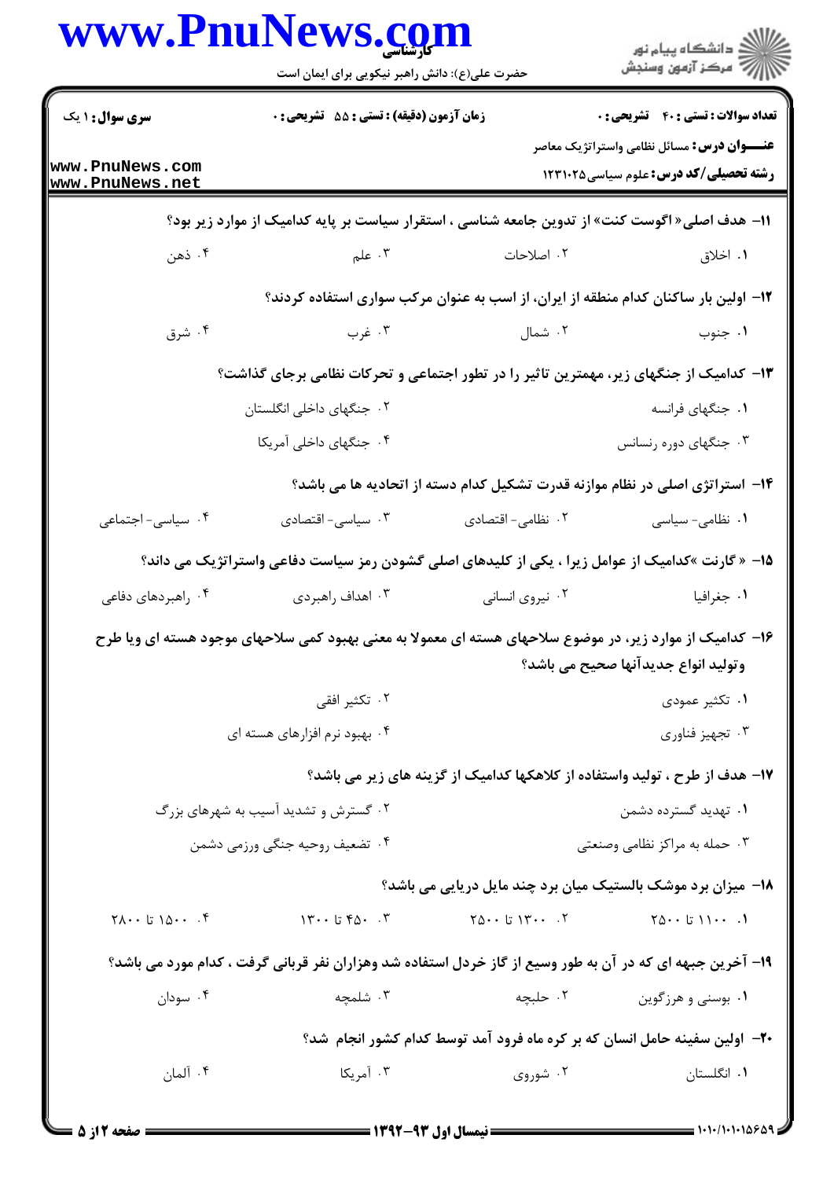**سری سوال:** ۱ یک | **زمان آزمون (دقیقه) : تستی :** ۵۵ **تشریحی :** ۰ | **تعداد سوالات : تستی :** ۴۰ **تشریحی :** ۰

**عنـــوان درس:** مسائل نظامی واستراتژیک معاصر

**رشته تحصیلی/کد درس:** علوم سیاسی ۱۲۳۱۰۲۵

۱۱- هدف اصلی« اگوست کنت» از تدوین جامعه شناسی ، استقرار سیاست بر پایه کدامیک از موارد زیر بود؟

۱. اخلاق
۲. اصلاحات
۳. علم
۴. ذهن

۱۲- اولین بار ساکنان کدام منطقه از ایران، از اسب به عنوان مرکب سواری استفاده کردند؟

۱. جنوب
۲. شمال
۳. غرب
۴. شرق

۱۳- کدامیک از جنگهای زیر، مهمترین تاثیر را در تطور اجتماعی و تحرکات نظامی برجای گذاشت؟

۱. جنگهای فرانسه
۲. جنگهای داخلی انگلستان
۳. جنگهای دوره رنسانس
۴. جنگهای داخلی آمریکا

۱۴- استراتژی اصلی در نظام موازنه قدرت تشکیل کدام دسته از اتحادیه ها می باشد؟

۱. نظامی- سیاسی
۲. نظامی- اقتصادی
۳. سیاسی- اقتصادی
۴. سیاسی- اجتماعی

۱۵- « گارنت »کدامیک از عوامل زیرا ، یکی از کلیدهای اصلی گشودن رمز سیاست دفاعی واستراتژیک می داند؟

۱. جغرافیا
۲. نیروی انسانی
۳. اهداف راهبردی
۴. راهبردهای دفاعی

۱۶- کدامیک از موارد زیر، در موضوع سلاحهای هسته ای معمولا به معنی بهبود کمی سلاحهای موجود هسته ای ویا طرح وتولید انواع جدیدآنها صحیح می باشد؟

۱. تکثیر عمودی
۲. تکثیر افقی
۳. تجهیز فناوری
۴. بهبود نرم افزارهای هسته ای

۱۷- هدف از طرح ، تولید واستفاده از کلاهکها کدامیک از گزینه های زیر می باشد؟

۱. تهدید گسترده دشمن
۲. گسترش و تشدید آسیب به شهرهای بزرگ
۳. حمله به مراکز نظامی وصنعتی
۴. تضعیف روحیه جنگی ورزمی دشمن

۱۸- میزان برد موشک بالستیک میان برد چند مایل دریایی می باشد؟

۱. ۱۱۰۰ تا ۲۵۰۰
۲. ۱۳۰۰ تا ۲۵۰۰
۳. ۴۵۰ تا ۱۳۰۰
۴. ۱۵۰۰ تا ۲۸۰۰

۱۹- آخرین جبهه ای که در آن به طور وسیع از گاز خردل استفاده شد وهزاران نفر قربانی گرفت ، کدام مورد می باشد؟

۱. بوسنی و هرزگوین
۲. حلبچه
۳. شلمچه
۴. سودان

۲۰- اولین سفینه حامل انسان که بر کره ماه فرود آمد توسط کدام کشور انجام شد؟

۱. انگلستان
۲. شوروی
۳. آمریکا
۴. آلمان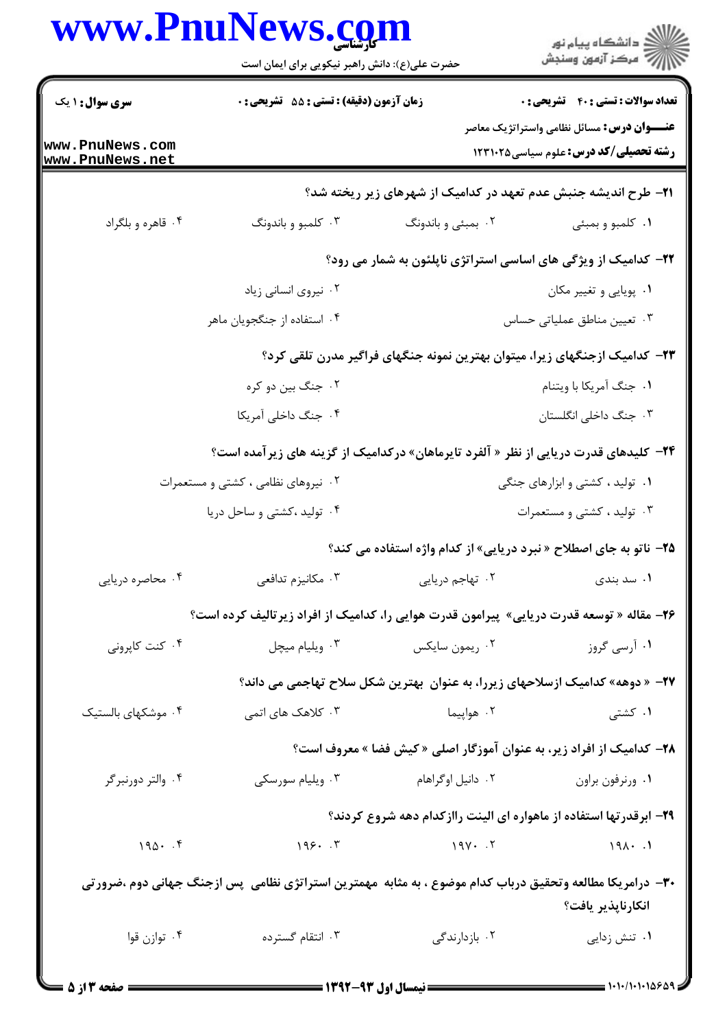**سری سوال:** ۱ یک | **زمان آزمون (دقیقه) : تستی :** ۵۵ **تشریحی :** ۰ | **تعداد سوالات : تستی :** ۴۰ **تشریحی :** ۰

**عنـــوان درس:** مسائل نظامی واستراتژیک معاصر

**رشته تحصیلی/کد درس:** علوم سیاسی ۱۲۳۱۰۲۵

۲۱- طرح اندیشه جنبش عدم تعهد در کدامیک از شهرهای زیر ریخته شد؟

۱. کلمبو و بمبئی
۲. بمبئی و باندونگ
۳. کلمبو و باندونگ
۴. قاهره و بلگراد

۲۲- کدامیک از ویژگی های اساسی استراتژی ناپلئون به شمار می رود؟

۱. پویایی و تغییر مکان
۲. نیروی انسانی زیاد
۳. تعیین مناطق عملیاتی حساس
۴. استفاده از جنگجویان ماهر

۲۳- کدامیک ازجنگهای زیرا، میتوان بهترین نمونه جنگهای فراگیر مدرن تلقی کرد؟

۱. جنگ آمریکا با ویتنام
۲. جنگ بین دو کره
۳. جنگ داخلی انگلستان
۴. جنگ داخلی آمریکا

۲۴- کلیدهای قدرت دریایی از نظر « آلفرد تایرماهان» درکدامیک از گزینه های زیرآمده است؟

۱. تولید ، کشتی و ابزارهای جنگی
۲. نیروهای نظامی ، کشتی و مستعمرات
۳. تولید ، کشتی و مستعمرات
۴. تولید ،کشتی و ساحل دریا

۲۵- ناتو به جای اصطلاح « نبرد دریایی» از کدام واژه استفاده می کند؟

۱. سد بندی
۲. تهاجم دریایی
۳. مکانیزم تدافعی
۴. محاصره دریایی

۲۶- مقاله « توسعه قدرت دریایی» پیرامون قدرت هوایی را، کدامیک از افراد زیرتالیف کرده است؟

۱. آرسی گروز
۲. ریمون سایکس
۳. ویلیام میچل
۴. کنت کاپرونی

۲۷- « دوهه» کدامیک ازسلاحهای زیررا، به عنوان بهترین شکل سلاح تهاجمی می داند؟

۱. کشتی
۲. هواپیما
۳. کلاهک های اتمی
۴. موشکهای بالستیک

۲۸- کدامیک از افراد زیر، به عنوان آموزگار اصلی « کیش فضا » معروف است؟

۱. ورنرفون براون
۲. دانیل اوگراهام
۳. ویلیام سورسکی
۴. والتر دورنبرگر

۲۹- ابرقدرتها استفاده از ماهواره ای الینت رااز کدام دهه شروع کردند؟

۱. ۱۹۸۰
۲. ۱۹۷۰
۳. ۱۹۶۰
۴. ۱۹۵۰

۳۰- درامریکا مطالعه وتحقیق درباب کدام موضوع ، به مثابه مهمترین استراتژی نظامی پس ازجنگ جهانی دوم ،ضرورتی انکارناپذیر یافت؟

۱. تنش زدایی
۲. بازدارندگی
۳. انتقام گسترده
۴. توازن قوا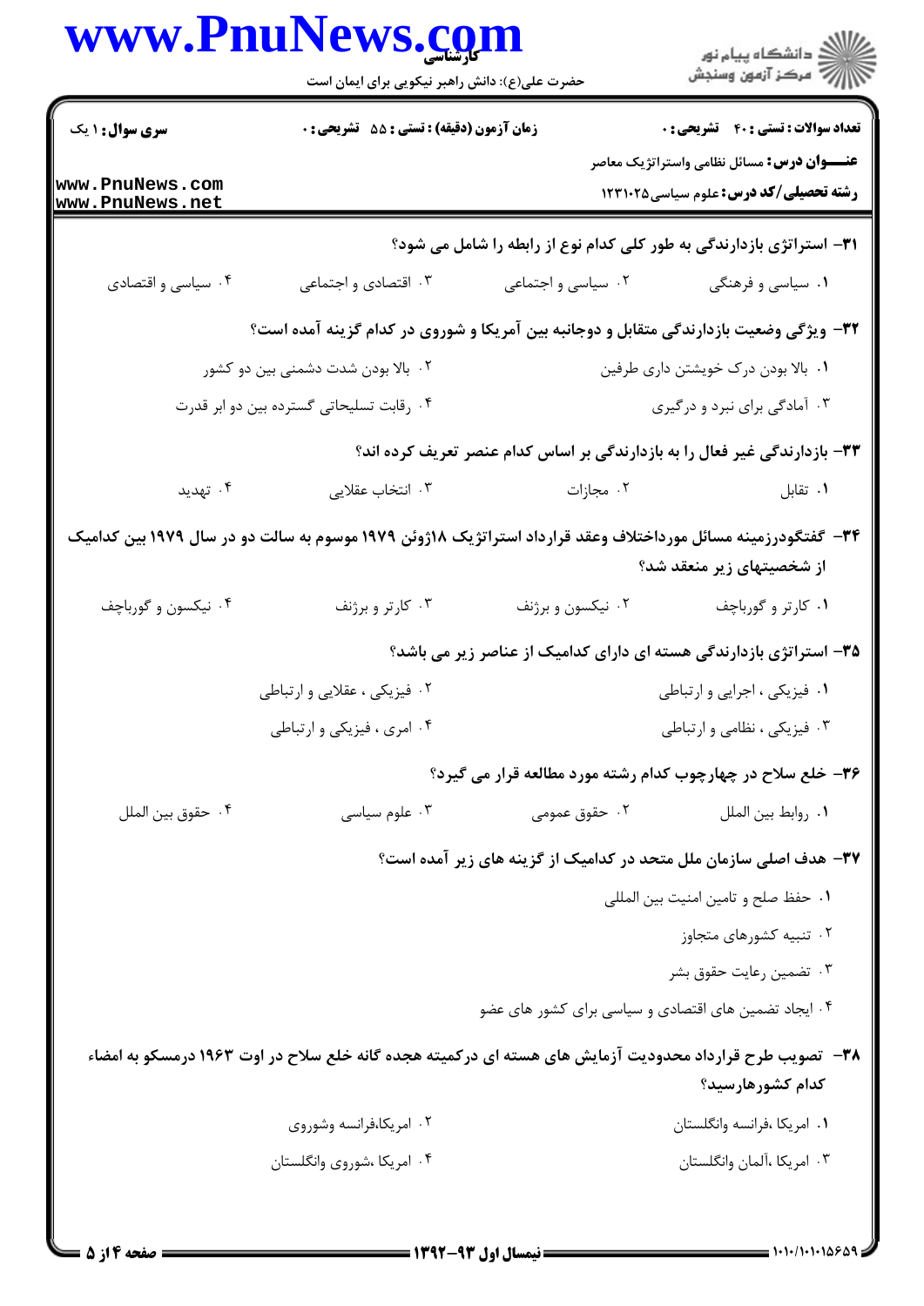**۳۱- استراتژی بازدارندگی به طور کلی کدام نوع از رابطه را شامل می شود؟**

۱. سیاسی و فرهنگی
۲. سیاسی و اجتماعی
۳. اقتصادی و اجتماعی
۴. سیاسی و اقتصادی

**۳۲- ویژگی وضعیت بازدارندگی متقابل و دوجانبه بین آمریکا و شوروی در کدام گزینه آمده است؟**

۱. بالا بودن درک خویشتن داری طرفین
۲. بالا بودن شدت دشمنی بین دو کشور
۳. آمادگی برای نبرد و درگیری
۴. رقابت تسلیحاتی گسترده بین دو ابر قدرت

**۳۳- بازدارندگی غیر فعال را به بازدارندگی بر اساس کدام عنصر تعریف کرده اند؟**

۱. تقابل
۲. مجازات
۳. انتخاب عقلایی
۴. تهدید

**۳۴- گفتگودرزمینه مسائل مورداختلاف وعقد قرارداد استراتژیک ۱۸ژوئن ۱۹۷۹ موسوم به سالت دو در سال ۱۹۷۹ بین کدامیک از شخصیتهای زیر منعقد شد؟**

۱. کارتر و گورباچف
۲. نیکسون و برژنف
۳. کارتر و برژنف
۴. نیکسون و گورباچف

**۳۵- استراتژی بازدارندگی هسته ای دارای کدامیک از عناصر زیر می باشد؟**

۱. فیزیکی ، اجرایی و ارتباطی
۲. فیزیکی ، عقلایی و ارتباطی
۳. فیزیکی ، نظامی و ارتباطی
۴. امری ، فیزیکی و ارتباطی

**۳۶- خلع سلاح در چهارچوب کدام رشته مورد مطالعه قرار می گیرد؟**

۱. روابط بین الملل
۲. حقوق عمومی
۳. علوم سیاسی
۴. حقوق بین الملل

**۳۷- هدف اصلی سازمان ملل متحد در کدامیک از گزینه های زیر آمده است؟**

۱. حفظ صلح و تامین امنیت بین المللی
۲. تنبیه کشورهای متجاوز
۳. تضمین رعایت حقوق بشر
۴. ایجاد تضمین های اقتصادی و سیاسی برای کشور های عضو

**۳۸- تصویب طرح قرارداد محدودیت آزمایش های هسته ای درکمیته هجده گانه خلع سلاح در اوت ۱۹۶۳ درمسکو به امضاء کدام کشورهارسید؟**

۱. امریکا ،فرانسه وانگلستان
۲. امریکا،فرانسه وشوروی
۳. امریکا ،آلمان وانگلستان
۴. امریکا ،شوروی وانگلستان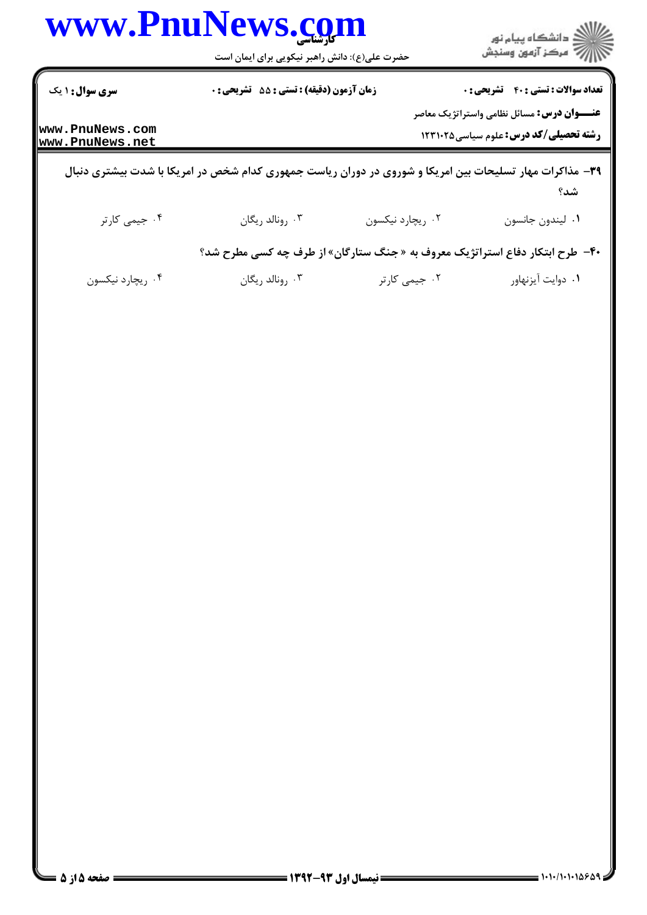۳۹- مذاکرات مهار تسلیحات بین امریکا و شوروی در دوران ریاست جمهوری کدام شخص در امریکا با شدت بیشتری دنبال شد؟

۱. لیندون جانسون
۲. ریچارد نیکسون
۳. رونالد ریگان
۴. جیمی کارتر

۴۰- طرح ابتکار دفاع استراتژیک معروف به « جنگ ستارگان» از طرف چه کسی مطرح شد؟

۱. دوایت آیزنهاور
۲. جیمی کارتر
۳. رونالد ریگان
۴. ریچارد نیکسون